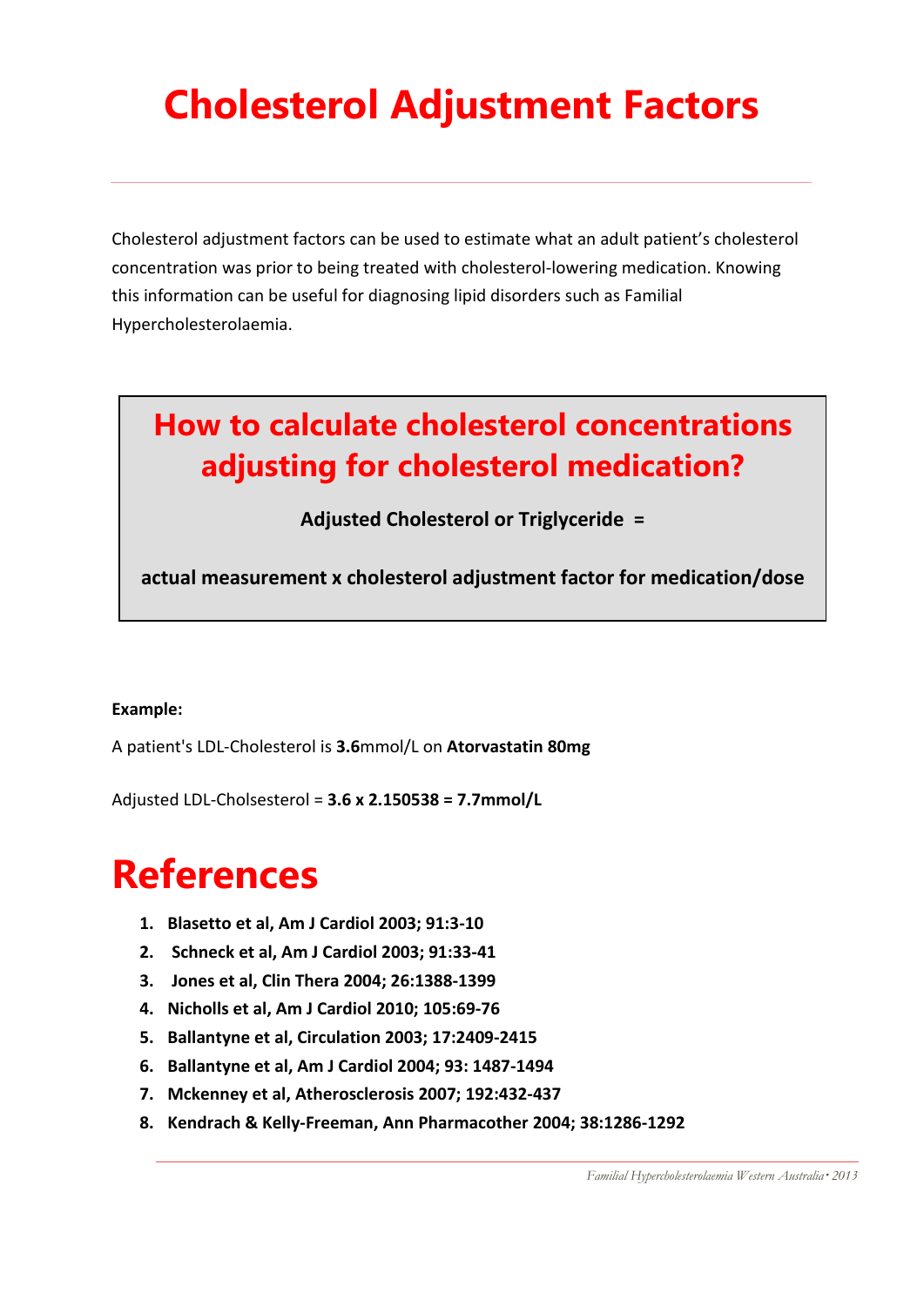# Cholesterol Adjustment Factors

---

Cholesterol adjustment factors can be used to estimate what an adult patient's cholesterol concentration was prior to being treated with cholesterol-lowering medication. Knowing this information can be useful for diagnosing lipid disorders such as Familial Hypercholesterolaemia.

## How to calculate cholesterol concentrations adjusting for cholesterol medication?

**Adjusted Cholesterol or Triglyceride =**

**actual measurement x cholesterol adjustment factor for medication/dose**

**Example:**

A patient's LDL-Cholesterol is **3.6**mmol/L on **Atorvastatin 80mg**

Adjusted LDL-Cholsesterol = **3.6 x 2.150538 = 7.7mmol/L**

# References

1. **Blasetto et al, Am J Cardiol 2003; 91:3-10**
2. **Schneck et al, Am J Cardiol 2003; 91:33-41**
3. **Jones et al, Clin Thera 2004; 26:1388-1399**
4. **Nicholls et al, Am J Cardiol 2010; 105:69-76**
5. **Ballantyne et al, Circulation 2003; 17:2409-2415**
6. **Ballantyne et al, Am J Cardiol 2004; 93: 1487-1494**
7. **Mckenney et al, Atherosclerosis 2007; 192:432-437**
8. **Kendrach & Kelly-Freeman, Ann Pharmacother 2004; 38:1286-1292**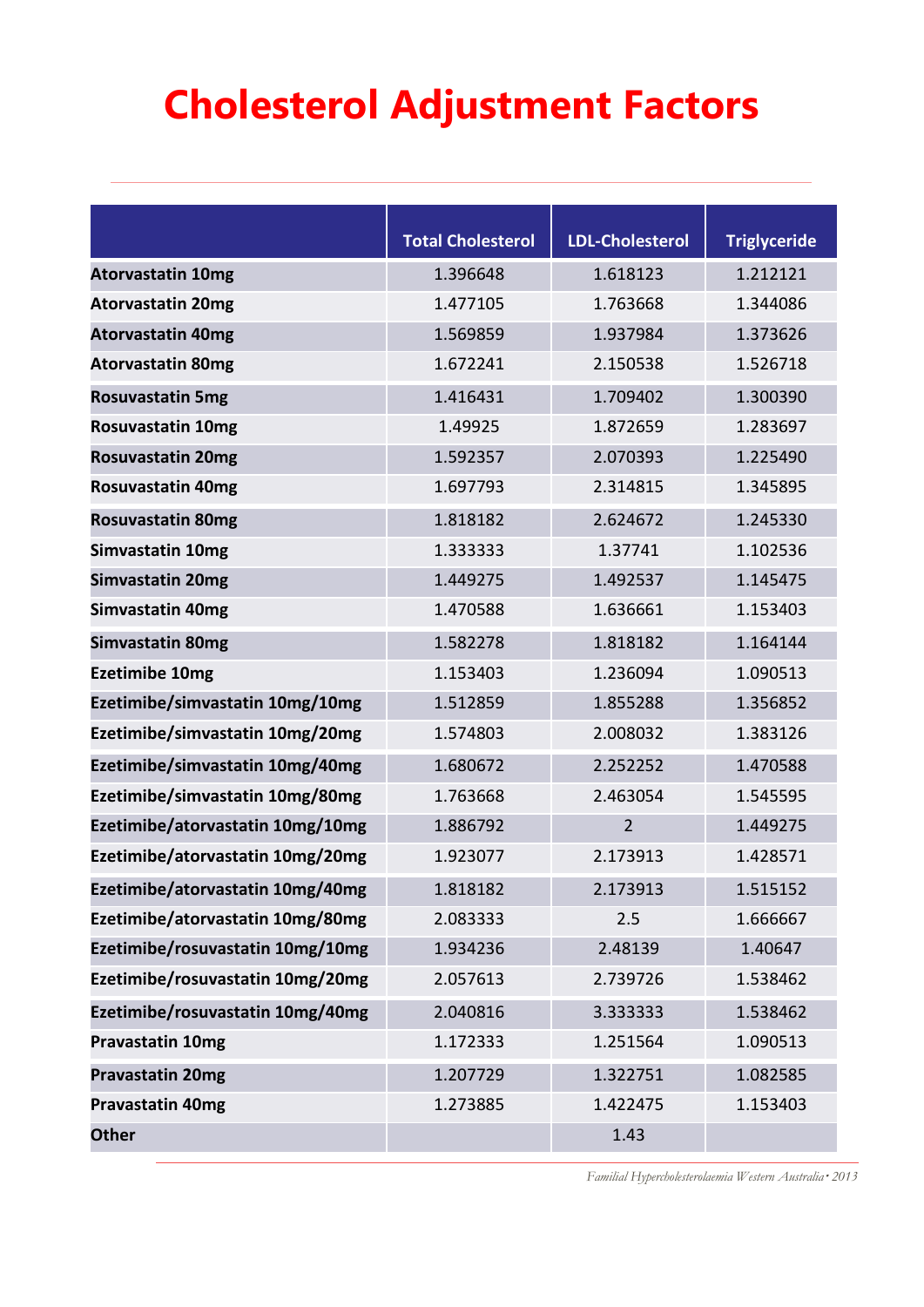# Cholesterol Adjustment Factors

| | Total Cholesterol | LDL-Cholesterol | Triglyceride |
|---|---|---|---|
| **Atorvastatin 10mg** | 1.396648 | 1.618123 | 1.212121 |
| **Atorvastatin 20mg** | 1.477105 | 1.763668 | 1.344086 |
| **Atorvastatin 40mg** | 1.569859 | 1.937984 | 1.373626 |
| **Atorvastatin 80mg** | 1.672241 | 2.150538 | 1.526718 |
| **Rosuvastatin 5mg** | 1.416431 | 1.709402 | 1.300390 |
| **Rosuvastatin 10mg** | 1.49925 | 1.872659 | 1.283697 |
| **Rosuvastatin 20mg** | 1.592357 | 2.070393 | 1.225490 |
| **Rosuvastatin 40mg** | 1.697793 | 2.314815 | 1.345895 |
| **Rosuvastatin 80mg** | 1.818182 | 2.624672 | 1.245330 |
| **Simvastatin 10mg** | 1.333333 | 1.37741 | 1.102536 |
| **Simvastatin 20mg** | 1.449275 | 1.492537 | 1.145475 |
| **Simvastatin 40mg** | 1.470588 | 1.636661 | 1.153403 |
| **Simvastatin 80mg** | 1.582278 | 1.818182 | 1.164144 |
| **Ezetimibe 10mg** | 1.153403 | 1.236094 | 1.090513 |
| **Ezetimibe/simvastatin 10mg/10mg** | 1.512859 | 1.855288 | 1.356852 |
| **Ezetimibe/simvastatin 10mg/20mg** | 1.574803 | 2.008032 | 1.383126 |
| **Ezetimibe/simvastatin 10mg/40mg** | 1.680672 | 2.252252 | 1.470588 |
| **Ezetimibe/simvastatin 10mg/80mg** | 1.763668 | 2.463054 | 1.545595 |
| **Ezetimibe/atorvastatin 10mg/10mg** | 1.886792 | 2 | 1.449275 |
| **Ezetimibe/atorvastatin 10mg/20mg** | 1.923077 | 2.173913 | 1.428571 |
| **Ezetimibe/atorvastatin 10mg/40mg** | 1.818182 | 2.173913 | 1.515152 |
| **Ezetimibe/atorvastatin 10mg/80mg** | 2.083333 | 2.5 | 1.666667 |
| **Ezetimibe/rosuvastatin 10mg/10mg** | 1.934236 | 2.48139 | 1.40647 |
| **Ezetimibe/rosuvastatin 10mg/20mg** | 2.057613 | 2.739726 | 1.538462 |
| **Ezetimibe/rosuvastatin 10mg/40mg** | 2.040816 | 3.333333 | 1.538462 |
| **Pravastatin 10mg** | 1.172333 | 1.251564 | 1.090513 |
| **Pravastatin 20mg** | 1.207729 | 1.322751 | 1.082585 |
| **Pravastatin 40mg** | 1.273885 | 1.422475 | 1.153403 |
| **Other** | | 1.43 | |

*Familial Hypercholesterolaemia Western Australia • 2013*